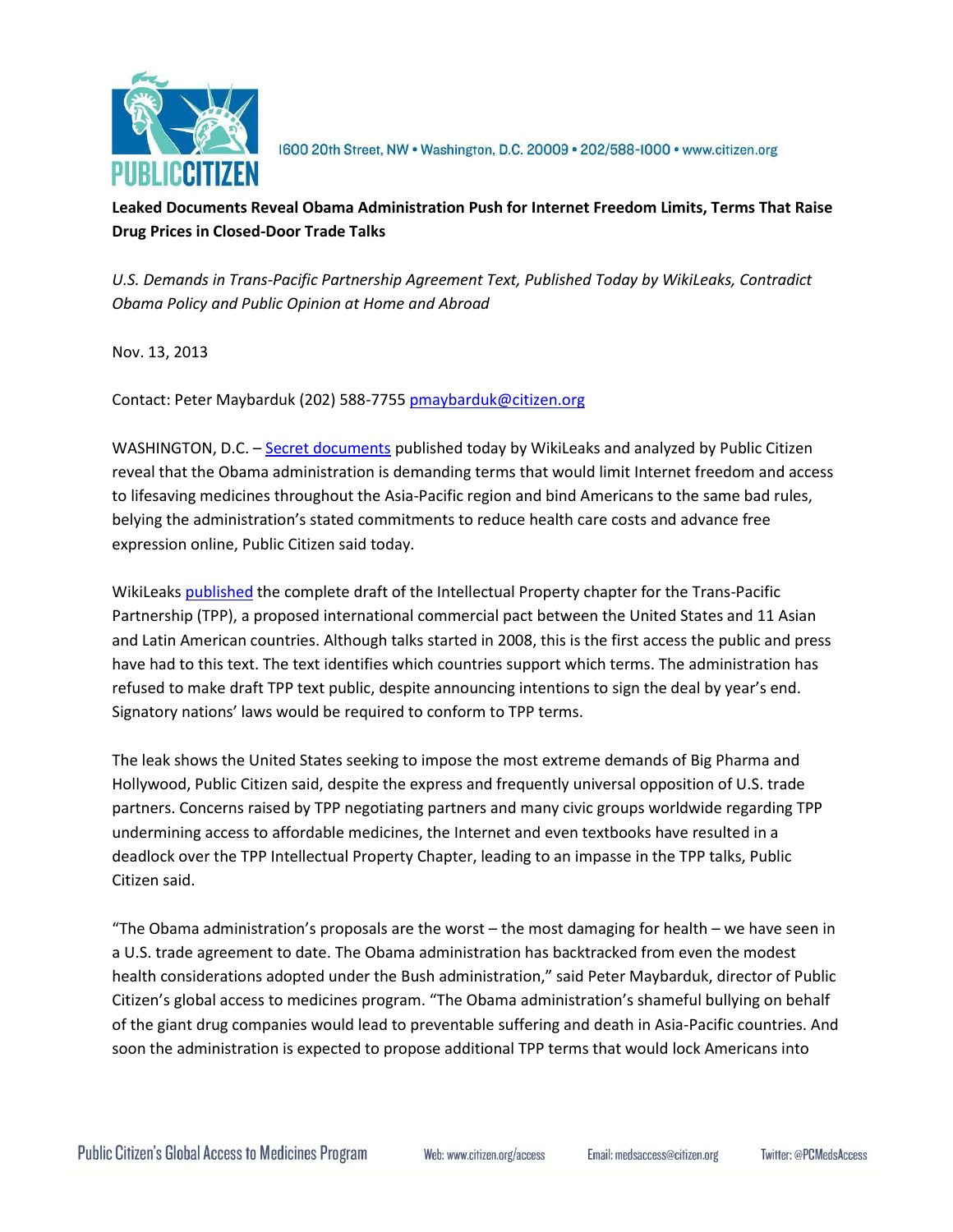PUBLIC CITIZEN

1600 20th Street, NW • Washington, D.C. 20009 • 202/588-1000 • www.citizen.org

**Leaked Documents Reveal Obama Administration Push for Internet Freedom Limits, Terms That Raise Drug Prices in Closed-Door Trade Talks**

*U.S. Demands in Trans-Pacific Partnership Agreement Text, Published Today by WikiLeaks, Contradict Obama Policy and Public Opinion at Home and Abroad*

Nov. 13, 2013

Contact: Peter Maybarduk (202) 588-7755 pmaybarduk@citizen.org

WASHINGTON, D.C. – Secret documents published today by WikiLeaks and analyzed by Public Citizen reveal that the Obama administration is demanding terms that would limit Internet freedom and access to lifesaving medicines throughout the Asia-Pacific region and bind Americans to the same bad rules, belying the administration's stated commitments to reduce health care costs and advance free expression online, Public Citizen said today.

WikiLeaks published the complete draft of the Intellectual Property chapter for the Trans-Pacific Partnership (TPP), a proposed international commercial pact between the United States and 11 Asian and Latin American countries. Although talks started in 2008, this is the first access the public and press have had to this text. The text identifies which countries support which terms. The administration has refused to make draft TPP text public, despite announcing intentions to sign the deal by year's end. Signatory nations' laws would be required to conform to TPP terms.

The leak shows the United States seeking to impose the most extreme demands of Big Pharma and Hollywood, Public Citizen said, despite the express and frequently universal opposition of U.S. trade partners. Concerns raised by TPP negotiating partners and many civic groups worldwide regarding TPP undermining access to affordable medicines, the Internet and even textbooks have resulted in a deadlock over the TPP Intellectual Property Chapter, leading to an impasse in the TPP talks, Public Citizen said.

"The Obama administration's proposals are the worst – the most damaging for health – we have seen in a U.S. trade agreement to date. The Obama administration has backtracked from even the modest health considerations adopted under the Bush administration," said Peter Maybarduk, director of Public Citizen's global access to medicines program. "The Obama administration's shameful bullying on behalf of the giant drug companies would lead to preventable suffering and death in Asia-Pacific countries. And soon the administration is expected to propose additional TPP terms that would lock Americans into

Public Citizen's Global Access to Medicines Program    Web: www.citizen.org/access    Email: medsaccess@citizen.org    Twitter: @PCMedsAccess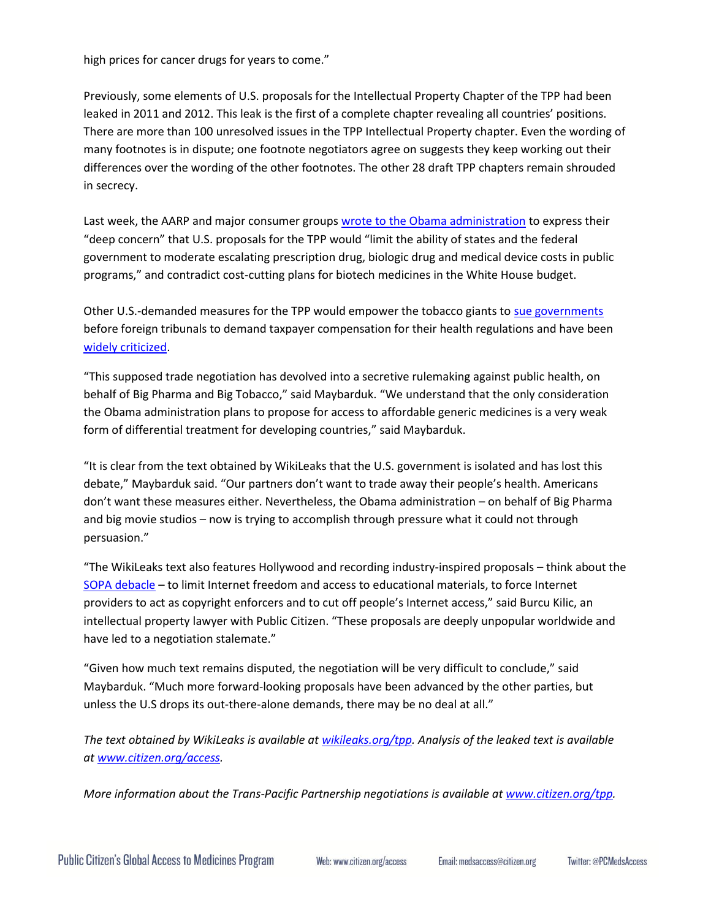high prices for cancer drugs for years to come."

Previously, some elements of U.S. proposals for the Intellectual Property Chapter of the TPP had been leaked in 2011 and 2012. This leak is the first of a complete chapter revealing all countries' positions. There are more than 100 unresolved issues in the TPP Intellectual Property chapter. Even the wording of many footnotes is in dispute; one footnote negotiators agree on suggests they keep working out their differences over the wording of the other footnotes. The other 28 draft TPP chapters remain shrouded in secrecy.

Last week, the AARP and major consumer groups [wrote to the Obama administration](#) to express their "deep concern" that U.S. proposals for the TPP would "limit the ability of states and the federal government to moderate escalating prescription drug, biologic drug and medical device costs in public programs," and contradict cost-cutting plans for biotech medicines in the White House budget.

Other U.S.-demanded measures for the TPP would empower the tobacco giants to [sue governments](#) before foreign tribunals to demand taxpayer compensation for their health regulations and have been [widely criticized](#).

"This supposed trade negotiation has devolved into a secretive rulemaking against public health, on behalf of Big Pharma and Big Tobacco," said Maybarduk. "We understand that the only consideration the Obama administration plans to propose for access to affordable generic medicines is a very weak form of differential treatment for developing countries," said Maybarduk.

"It is clear from the text obtained by WikiLeaks that the U.S. government is isolated and has lost this debate," Maybarduk said. "Our partners don't want to trade away their people's health. Americans don't want these measures either. Nevertheless, the Obama administration – on behalf of Big Pharma and big movie studios – now is trying to accomplish through pressure what it could not through persuasion."

"The WikiLeaks text also features Hollywood and recording industry-inspired proposals – think about the [SOPA debacle](#) – to limit Internet freedom and access to educational materials, to force Internet providers to act as copyright enforcers and to cut off people's Internet access," said Burcu Kilic, an intellectual property lawyer with Public Citizen. "These proposals are deeply unpopular worldwide and have led to a negotiation stalemate."

"Given how much text remains disputed, the negotiation will be very difficult to conclude," said Maybarduk. "Much more forward-looking proposals have been advanced by the other parties, but unless the U.S drops its out-there-alone demands, there may be no deal at all."

*The text obtained by WikiLeaks is available at [wikileaks.org/tpp](#). Analysis of the leaked text is available at [www.citizen.org/access](#).*

*More information about the Trans-Pacific Partnership negotiations is available at [www.citizen.org/tpp](#).*